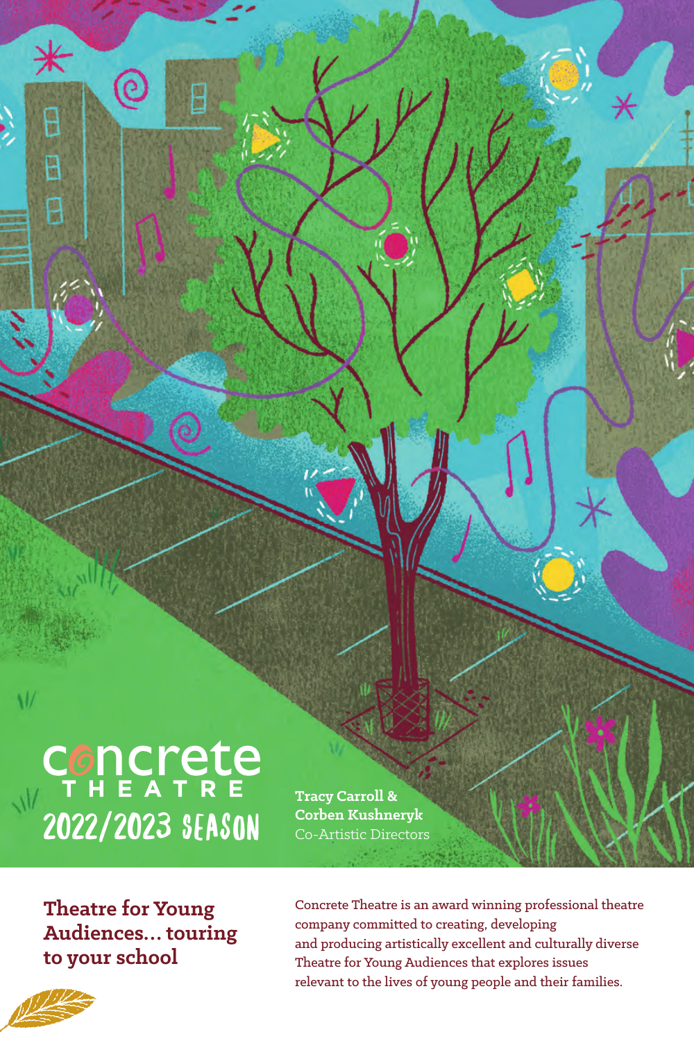# concrete THEATRE

## 2022/2023 SEASON

**Tracy Carroll & Corben Kushneryk**
Co-Artistic Directors

## Theatre for Young Audiences... touring to your school

Concrete Theatre is an award winning professional theatre company committed to creating, developing and producing artistically excellent and culturally diverse Theatre for Young Audiences that explores issues relevant to the lives of young people and their families.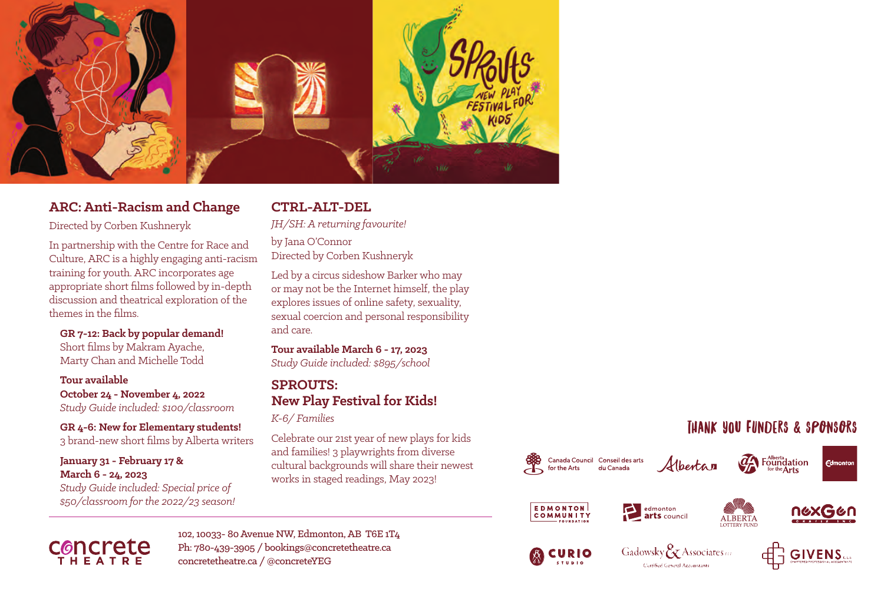## ARC: Anti-Racism and Change

Directed by Corben Kushneryk

In partnership with the Centre for Race and Culture, ARC is a highly engaging anti-racism training for youth. ARC incorporates age appropriate short films followed by in-depth discussion and theatrical exploration of the themes in the films.

**GR 7-12: Back by popular demand!**
Short films by Makram Ayache, Marty Chan and Michelle Todd

**Tour available**
**October 24 - November 4, 2022**
*Study Guide included: $100/classroom*

**GR 4-6: New for Elementary students!**
3 brand-new short films by Alberta writers

**January 31 - February 17 &**
**March 6 - 24, 2023**
*Study Guide included: Special price of $50/classroom for the 2022/23 season!*

## CTRL-ALT-DEL

*JH/SH: A returning favourite!*

by Jana O'Connor
Directed by Corben Kushneryk

Led by a circus sideshow Barker who may or may not be the Internet himself, the play explores issues of online safety, sexuality, sexual coercion and personal responsibility and care.

**Tour available March 6 - 17, 2023**
*Study Guide included: $895/school*

## SPROUTS: New Play Festival for Kids!

*K-6/ Families*

Celebrate our 21st year of new plays for kids and families! 3 playwrights from diverse cultural backgrounds will share their newest works in staged readings, May 2023!

### THANK YOU FUNDERS & SPONSORS

Canada Council for the Arts / Conseil des arts du Canada
Alberta
Alberta Foundation for the Arts
Edmonton
Edmonton Community Foundation
edmonton arts council
Alberta Lottery Fund
nexGen Grafix Inc.
Curio Studio
Gadowsky & Associates LLP Certified General Accountants
Givens LLP

concrete THEATRE

102, 10033- 80 Avenue NW, Edmonton, AB T6E 1T4
Ph: 780-439-3905 / bookings@concretetheatre.ca
concretetheatre.ca / @concreteYEG